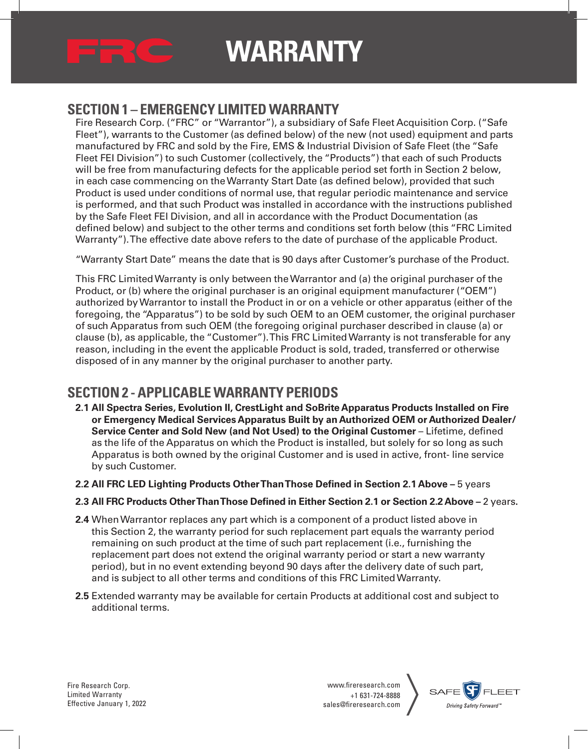# FRC WARRANTY

## SECTION 1 – EMERGENCY LIMITED WARRANTY

Fire Research Corp. ("FRC" or "Warrantor"), a subsidiary of Safe Fleet Acquisition Corp. ("Safe Fleet"), warrants to the Customer (as defined below) of the new (not used) equipment and parts manufactured by FRC and sold by the Fire, EMS & Industrial Division of Safe Fleet (the "Safe Fleet FEI Division") to such Customer (collectively, the "Products") that each of such Products will be free from manufacturing defects for the applicable period set forth in Section 2 below, in each case commencing on the Warranty Start Date (as defined below), provided that such Product is used under conditions of normal use, that regular periodic maintenance and service is performed, and that such Product was installed in accordance with the instructions published by the Safe Fleet FEI Division, and all in accordance with the Product Documentation (as defined below) and subject to the other terms and conditions set forth below (this "FRC Limited Warranty"). The effective date above refers to the date of purchase of the applicable Product.

"Warranty Start Date" means the date that is 90 days after Customer's purchase of the Product.

This FRC Limited Warranty is only between the Warrantor and (a) the original purchaser of the Product, or (b) where the original purchaser is an original equipment manufacturer ("OEM") authorized by Warrantor to install the Product in or on a vehicle or other apparatus (either of the foregoing, the "Apparatus") to be sold by such OEM to an OEM customer, the original purchaser of such Apparatus from such OEM (the foregoing original purchaser described in clause (a) or clause (b), as applicable, the "Customer"). This FRC Limited Warranty is not transferable for any reason, including in the event the applicable Product is sold, traded, transferred or otherwise disposed of in any manner by the original purchaser to another party.

## SECTION 2 - APPLICABLE WARRANTY PERIODS

**2.1 All Spectra Series, Evolution II, CrestLight and SoBrite Apparatus Products Installed on Fire or Emergency Medical Services Apparatus Built by an Authorized OEM or Authorized Dealer/ Service Center and Sold New (and Not Used) to the Original Customer** – Lifetime, defined as the life of the Apparatus on which the Product is installed, but solely for so long as such Apparatus is both owned by the original Customer and is used in active, front- line service by such Customer.

**2.2 All FRC LED Lighting Products Other Than Those Defined in Section 2.1 Above –** 5 years

**2.3 All FRC Products Other Than Those Defined in Either Section 2.1 or Section 2.2 Above –** 2 years.

**2.4** When Warrantor replaces any part which is a component of a product listed above in this Section 2, the warranty period for such replacement part equals the warranty period remaining on such product at the time of such part replacement (i.e., furnishing the replacement part does not extend the original warranty period or start a new warranty period), but in no event extending beyond 90 days after the delivery date of such part, and is subject to all other terms and conditions of this FRC Limited Warranty.

**2.5** Extended warranty may be available for certain Products at additional cost and subject to additional terms.

Fire Research Corp.
Limited Warranty
Effective January 1, 2022

www.fireresearch.com
+1 631-724-8888
sales@fireresearch.com

SAFE FLEET
Driving Safety Forward™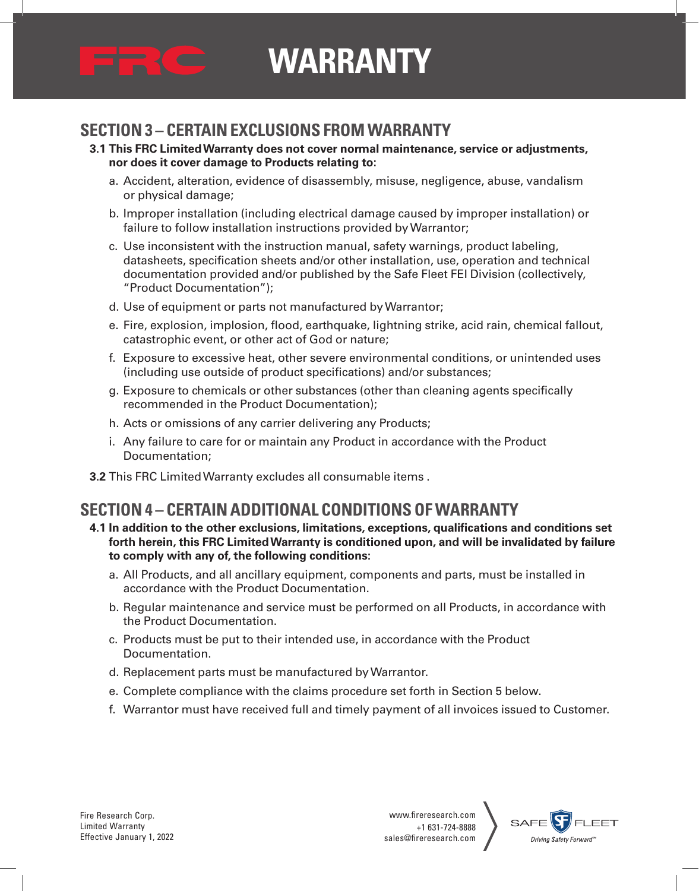## SECTION 3 – CERTAIN EXCLUSIONS FROM WARRANTY

**3.1 This FRC Limited Warranty does not cover normal maintenance, service or adjustments, nor does it cover damage to Products relating to:**

a. Accident, alteration, evidence of disassembly, misuse, negligence, abuse, vandalism or physical damage;

b. Improper installation (including electrical damage caused by improper installation) or failure to follow installation instructions provided by Warrantor;

c. Use inconsistent with the instruction manual, safety warnings, product labeling, datasheets, specification sheets and/or other installation, use, operation and technical documentation provided and/or published by the Safe Fleet FEI Division (collectively, "Product Documentation");

d. Use of equipment or parts not manufactured by Warrantor;

e. Fire, explosion, implosion, flood, earthquake, lightning strike, acid rain, chemical fallout, catastrophic event, or other act of God or nature;

f. Exposure to excessive heat, other severe environmental conditions, or unintended uses (including use outside of product specifications) and/or substances;

g. Exposure to chemicals or other substances (other than cleaning agents specifically recommended in the Product Documentation);

h. Acts or omissions of any carrier delivering any Products;

i. Any failure to care for or maintain any Product in accordance with the Product Documentation;

**3.2** This FRC Limited Warranty excludes all consumable items .

## SECTION 4 – CERTAIN ADDITIONAL CONDITIONS OF WARRANTY

**4.1 In addition to the other exclusions, limitations, exceptions, qualifications and conditions set forth herein, this FRC Limited Warranty is conditioned upon, and will be invalidated by failure to comply with any of, the following conditions:**

a. All Products, and all ancillary equipment, components and parts, must be installed in accordance with the Product Documentation.

b. Regular maintenance and service must be performed on all Products, in accordance with the Product Documentation.

c. Products must be put to their intended use, in accordance with the Product Documentation.

d. Replacement parts must be manufactured by Warrantor.

e. Complete compliance with the claims procedure set forth in Section 5 below.

f. Warrantor must have received full and timely payment of all invoices issued to Customer.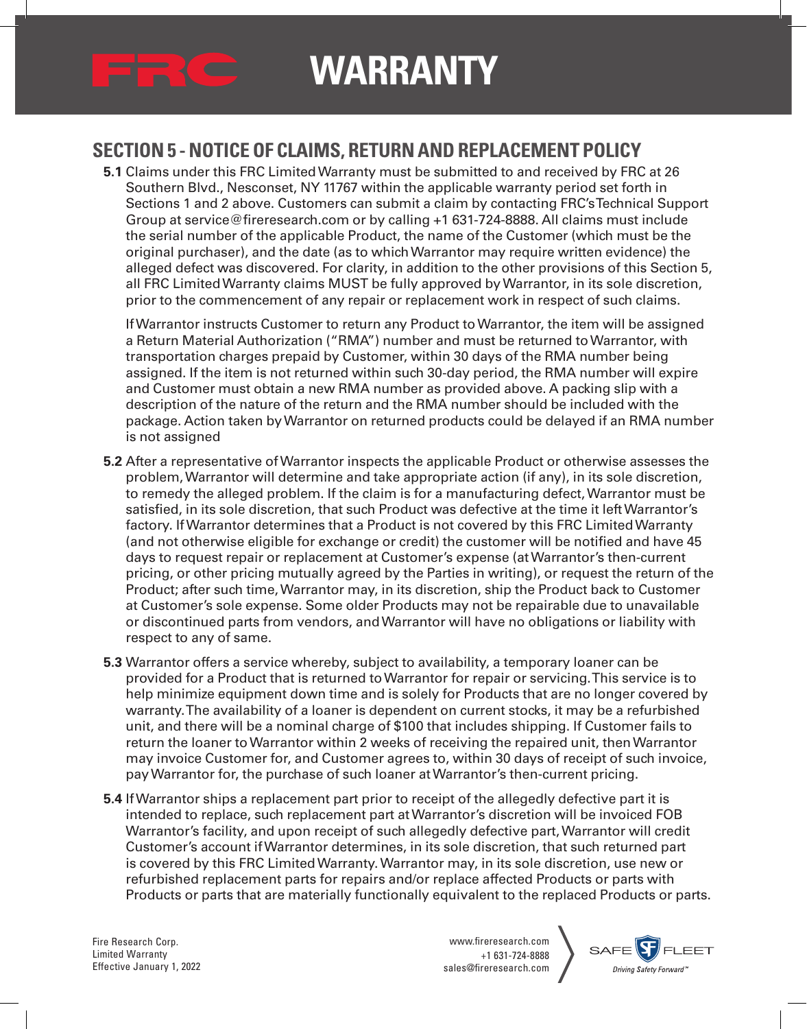# FRC WARRANTY

## SECTION 5 - NOTICE OF CLAIMS, RETURN AND REPLACEMENT POLICY

**5.1** Claims under this FRC Limited Warranty must be submitted to and received by FRC at 26 Southern Blvd., Nesconset, NY 11767 within the applicable warranty period set forth in Sections 1 and 2 above. Customers can submit a claim by contacting FRC's Technical Support Group at service@fireresearch.com or by calling +1 631-724-8888. All claims must include the serial number of the applicable Product, the name of the Customer (which must be the original purchaser), and the date (as to which Warrantor may require written evidence) the alleged defect was discovered. For clarity, in addition to the other provisions of this Section 5, all FRC Limited Warranty claims MUST be fully approved by Warrantor, in its sole discretion, prior to the commencement of any repair or replacement work in respect of such claims.

If Warrantor instructs Customer to return any Product to Warrantor, the item will be assigned a Return Material Authorization ("RMA") number and must be returned to Warrantor, with transportation charges prepaid by Customer, within 30 days of the RMA number being assigned. If the item is not returned within such 30-day period, the RMA number will expire and Customer must obtain a new RMA number as provided above. A packing slip with a description of the nature of the return and the RMA number should be included with the package. Action taken by Warrantor on returned products could be delayed if an RMA number is not assigned

**5.2** After a representative of Warrantor inspects the applicable Product or otherwise assesses the problem, Warrantor will determine and take appropriate action (if any), in its sole discretion, to remedy the alleged problem. If the claim is for a manufacturing defect, Warrantor must be satisfied, in its sole discretion, that such Product was defective at the time it left Warrantor's factory. If Warrantor determines that a Product is not covered by this FRC Limited Warranty (and not otherwise eligible for exchange or credit) the customer will be notified and have 45 days to request repair or replacement at Customer's expense (at Warrantor's then-current pricing, or other pricing mutually agreed by the Parties in writing), or request the return of the Product; after such time, Warrantor may, in its discretion, ship the Product back to Customer at Customer's sole expense. Some older Products may not be repairable due to unavailable or discontinued parts from vendors, and Warrantor will have no obligations or liability with respect to any of same.

**5.3** Warrantor offers a service whereby, subject to availability, a temporary loaner can be provided for a Product that is returned to Warrantor for repair or servicing. This service is to help minimize equipment down time and is solely for Products that are no longer covered by warranty. The availability of a loaner is dependent on current stocks, it may be a refurbished unit, and there will be a nominal charge of $100 that includes shipping. If Customer fails to return the loaner to Warrantor within 2 weeks of receiving the repaired unit, then Warrantor may invoice Customer for, and Customer agrees to, within 30 days of receipt of such invoice, pay Warrantor for, the purchase of such loaner at Warrantor's then-current pricing.

**5.4** If Warrantor ships a replacement part prior to receipt of the allegedly defective part it is intended to replace, such replacement part at Warrantor's discretion will be invoiced FOB Warrantor's facility, and upon receipt of such allegedly defective part, Warrantor will credit Customer's account if Warrantor determines, in its sole discretion, that such returned part is covered by this FRC Limited Warranty. Warrantor may, in its sole discretion, use new or refurbished replacement parts for repairs and/or replace affected Products or parts with Products or parts that are materially functionally equivalent to the replaced Products or parts.

Fire Research Corp.
Limited Warranty
Effective January 1, 2022

www.fireresearch.com
+1 631-724-8888
sales@fireresearch.com

SAFE FLEET
*Driving Safety Forward™*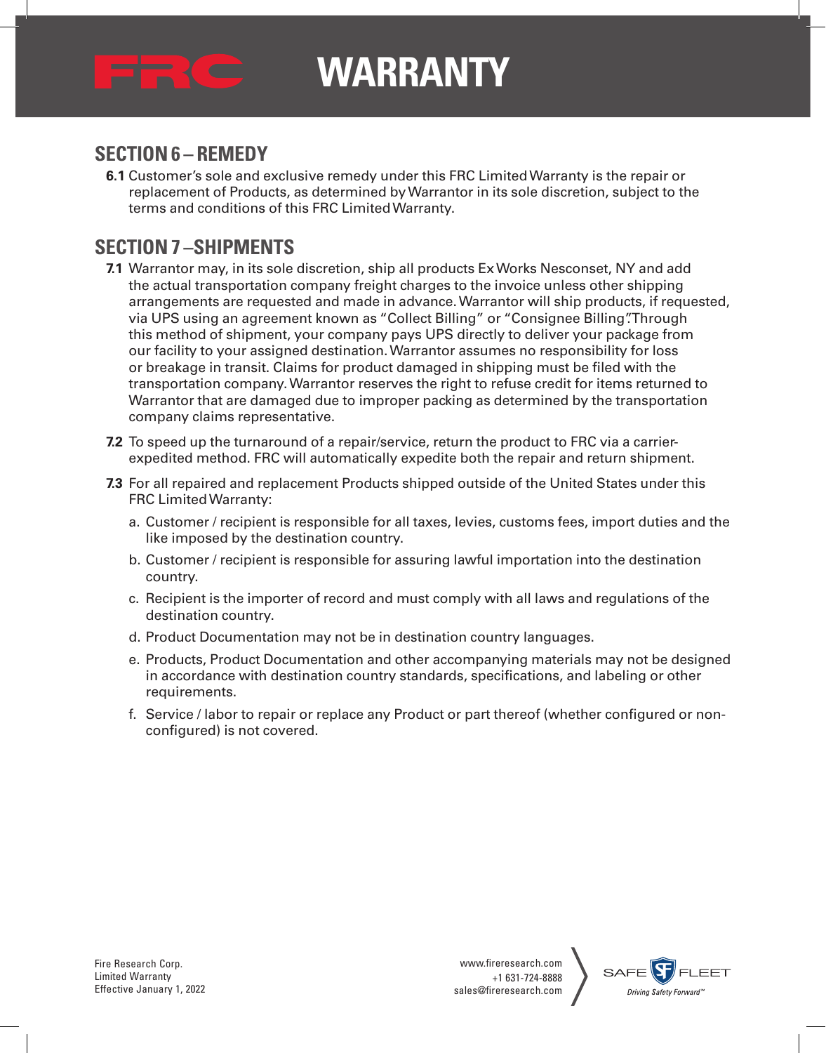# FRC WARRANTY

## SECTION 6 – REMEDY

**6.1** Customer's sole and exclusive remedy under this FRC Limited Warranty is the repair or replacement of Products, as determined by Warrantor in its sole discretion, subject to the terms and conditions of this FRC Limited Warranty.

## SECTION 7 –SHIPMENTS

**7.1** Warrantor may, in its sole discretion, ship all products Ex Works Nesconset, NY and add the actual transportation company freight charges to the invoice unless other shipping arrangements are requested and made in advance. Warrantor will ship products, if requested, via UPS using an agreement known as "Collect Billing" or "Consignee Billing". Through this method of shipment, your company pays UPS directly to deliver your package from our facility to your assigned destination. Warrantor assumes no responsibility for loss or breakage in transit. Claims for product damaged in shipping must be filed with the transportation company. Warrantor reserves the right to refuse credit for items returned to Warrantor that are damaged due to improper packing as determined by the transportation company claims representative.

**7.2** To speed up the turnaround of a repair/service, return the product to FRC via a carrier-expedited method. FRC will automatically expedite both the repair and return shipment.

**7.3** For all repaired and replacement Products shipped outside of the United States under this FRC Limited Warranty:

a. Customer / recipient is responsible for all taxes, levies, customs fees, import duties and the like imposed by the destination country.

b. Customer / recipient is responsible for assuring lawful importation into the destination country.

c. Recipient is the importer of record and must comply with all laws and regulations of the destination country.

d. Product Documentation may not be in destination country languages.

e. Products, Product Documentation and other accompanying materials may not be designed in accordance with destination country standards, specifications, and labeling or other requirements.

f. Service / labor to repair or replace any Product or part thereof (whether configured or non-configured) is not covered.

Fire Research Corp.
Limited Warranty
Effective January 1, 2022

www.fireresearch.com
+1 631-724-8888
sales@fireresearch.com

SAFE FLEET
Driving Safety Forward™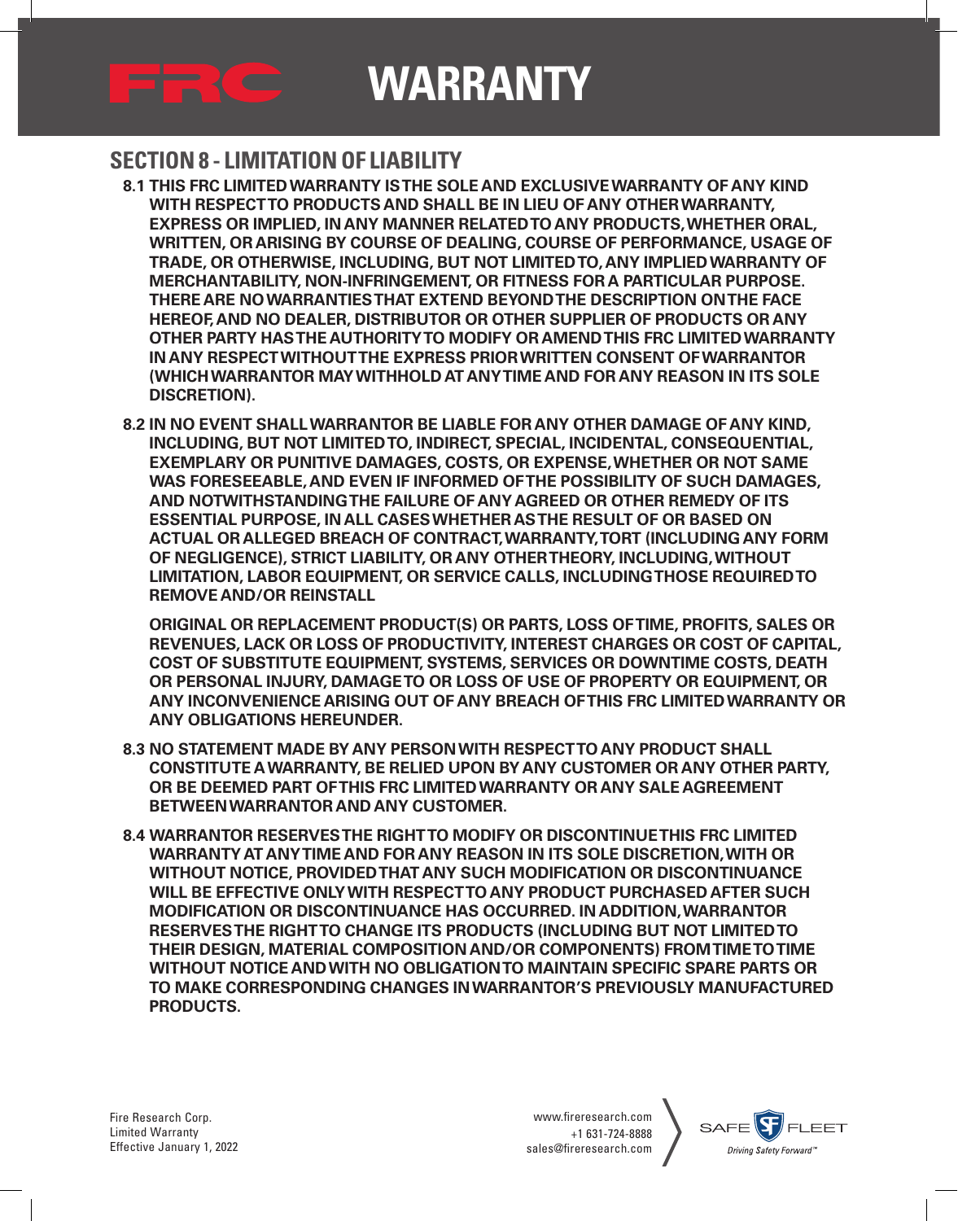# WARRANTY

## SECTION 8 - LIMITATION OF LIABILITY

**8.1 THIS FRC LIMITED WARRANTY IS THE SOLE AND EXCLUSIVE WARRANTY OF ANY KIND WITH RESPECT TO PRODUCTS AND SHALL BE IN LIEU OF ANY OTHER WARRANTY, EXPRESS OR IMPLIED, IN ANY MANNER RELATED TO ANY PRODUCTS, WHETHER ORAL, WRITTEN, OR ARISING BY COURSE OF DEALING, COURSE OF PERFORMANCE, USAGE OF TRADE, OR OTHERWISE, INCLUDING, BUT NOT LIMITED TO, ANY IMPLIED WARRANTY OF MERCHANTABILITY, NON-INFRINGEMENT, OR FITNESS FOR A PARTICULAR PURPOSE. THERE ARE NO WARRANTIES THAT EXTEND BEYOND THE DESCRIPTION ON THE FACE HEREOF, AND NO DEALER, DISTRIBUTOR OR OTHER SUPPLIER OF PRODUCTS OR ANY OTHER PARTY HAS THE AUTHORITY TO MODIFY OR AMEND THIS FRC LIMITED WARRANTY IN ANY RESPECT WITHOUT THE EXPRESS PRIOR WRITTEN CONSENT OF WARRANTOR (WHICH WARRANTOR MAY WITHHOLD AT ANY TIME AND FOR ANY REASON IN ITS SOLE DISCRETION).**

**8.2 IN NO EVENT SHALL WARRANTOR BE LIABLE FOR ANY OTHER DAMAGE OF ANY KIND, INCLUDING, BUT NOT LIMITED TO, INDIRECT, SPECIAL, INCIDENTAL, CONSEQUENTIAL, EXEMPLARY OR PUNITIVE DAMAGES, COSTS, OR EXPENSE, WHETHER OR NOT SAME WAS FORESEEABLE, AND EVEN IF INFORMED OF THE POSSIBILITY OF SUCH DAMAGES, AND NOTWITHSTANDING THE FAILURE OF ANY AGREED OR OTHER REMEDY OF ITS ESSENTIAL PURPOSE, IN ALL CASES WHETHER AS THE RESULT OF OR BASED ON ACTUAL OR ALLEGED BREACH OF CONTRACT, WARRANTY, TORT (INCLUDING ANY FORM OF NEGLIGENCE), STRICT LIABILITY, OR ANY OTHER THEORY, INCLUDING, WITHOUT LIMITATION, LABOR EQUIPMENT, OR SERVICE CALLS, INCLUDING THOSE REQUIRED TO REMOVE AND/OR REINSTALL**

**ORIGINAL OR REPLACEMENT PRODUCT(S) OR PARTS, LOSS OF TIME, PROFITS, SALES OR REVENUES, LACK OR LOSS OF PRODUCTIVITY, INTEREST CHARGES OR COST OF CAPITAL, COST OF SUBSTITUTE EQUIPMENT, SYSTEMS, SERVICES OR DOWNTIME COSTS, DEATH OR PERSONAL INJURY, DAMAGE TO OR LOSS OF USE OF PROPERTY OR EQUIPMENT, OR ANY INCONVENIENCE ARISING OUT OF ANY BREACH OF THIS FRC LIMITED WARRANTY OR ANY OBLIGATIONS HEREUNDER.**

**8.3 NO STATEMENT MADE BY ANY PERSON WITH RESPECT TO ANY PRODUCT SHALL CONSTITUTE A WARRANTY, BE RELIED UPON BY ANY CUSTOMER OR ANY OTHER PARTY, OR BE DEEMED PART OF THIS FRC LIMITED WARRANTY OR ANY SALE AGREEMENT BETWEEN WARRANTOR AND ANY CUSTOMER.**

**8.4 WARRANTOR RESERVES THE RIGHT TO MODIFY OR DISCONTINUE THIS FRC LIMITED WARRANTY AT ANY TIME AND FOR ANY REASON IN ITS SOLE DISCRETION, WITH OR WITHOUT NOTICE, PROVIDED THAT ANY SUCH MODIFICATION OR DISCONTINUANCE WILL BE EFFECTIVE ONLY WITH RESPECT TO ANY PRODUCT PURCHASED AFTER SUCH MODIFICATION OR DISCONTINUANCE HAS OCCURRED. IN ADDITION, WARRANTOR RESERVES THE RIGHT TO CHANGE ITS PRODUCTS (INCLUDING BUT NOT LIMITED TO THEIR DESIGN, MATERIAL COMPOSITION AND/OR COMPONENTS) FROM TIME TO TIME WITHOUT NOTICE AND WITH NO OBLIGATION TO MAINTAIN SPECIFIC SPARE PARTS OR TO MAKE CORRESPONDING CHANGES IN WARRANTOR'S PREVIOUSLY MANUFACTURED PRODUCTS.**